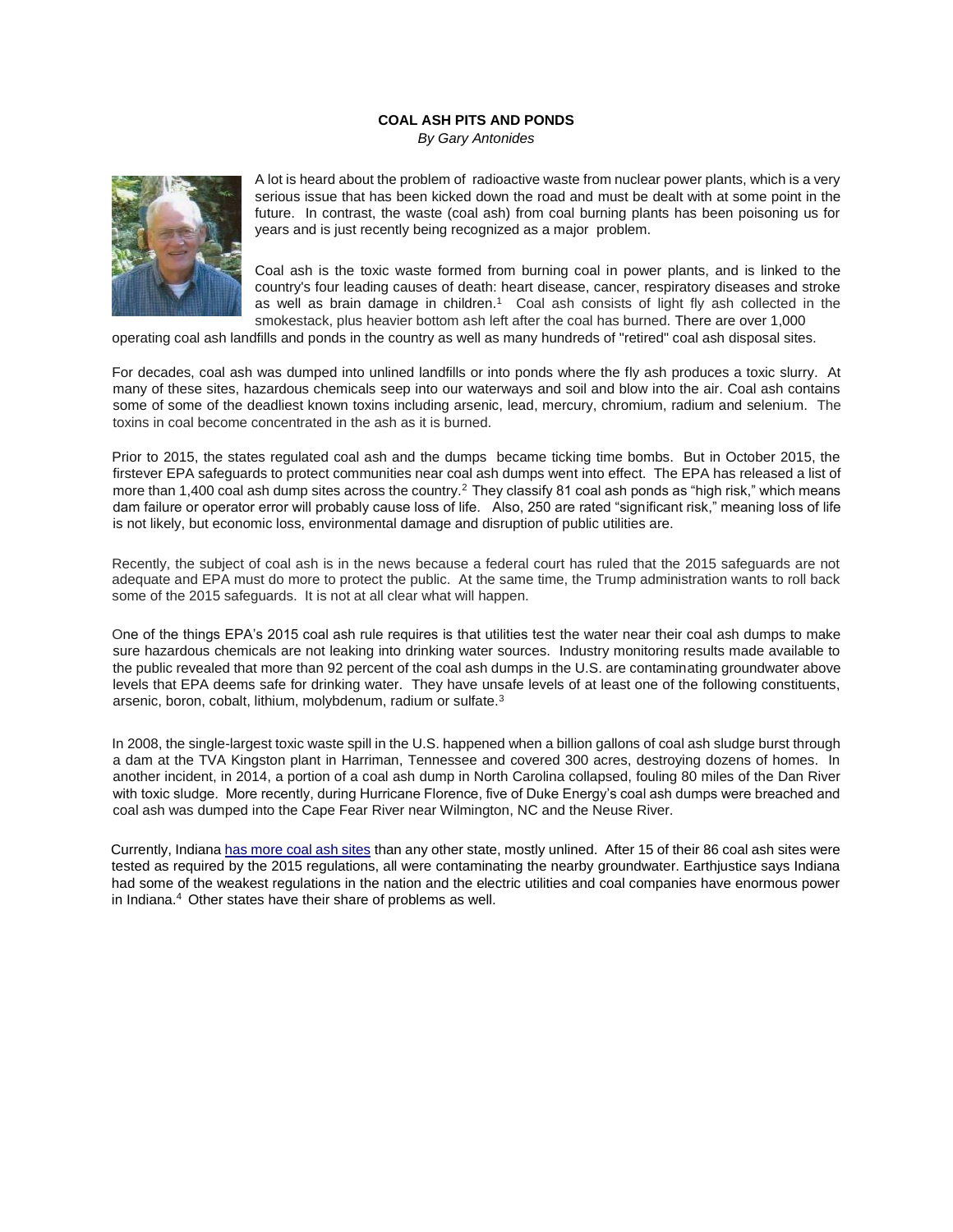**COAL ASH PITS AND PONDS**

*By Gary Antonides*

A lot is heard about the problem of radioactive waste from nuclear power plants, which is a very serious issue that has been kicked down the road and must be dealt with at some point in the future. In contrast, the waste (coal ash) from coal burning plants has been poisoning us for years and is just recently being recognized as a major problem.

Coal ash is the toxic waste formed from burning coal in power plants, and is linked to the country's four leading causes of death: heart disease, cancer, respiratory diseases and stroke as well as brain damage in children.[1] Coal ash consists of light fly ash collected in the smokestack, plus heavier bottom ash left after the coal has burned. There are over 1,000 operating coal ash landfills and ponds in the country as well as many hundreds of "retired" coal ash disposal sites.

For decades, coal ash was dumped into unlined landfills or into ponds where the fly ash produces a toxic slurry. At many of these sites, hazardous chemicals seep into our waterways and soil and blow into the air. Coal ash contains some of some of the deadliest known toxins including arsenic, lead, mercury, chromium, radium and selenium. The toxins in coal become concentrated in the ash as it is burned.

Prior to 2015, the states regulated coal ash and the dumps became ticking time bombs. But in October 2015, the firstever EPA safeguards to protect communities near coal ash dumps went into effect. The EPA has released a list of more than 1,400 coal ash dump sites across the country.[2] They classify 81 coal ash ponds as "high risk," which means dam failure or operator error will probably cause loss of life. Also, 250 are rated "significant risk," meaning loss of life is not likely, but economic loss, environmental damage and disruption of public utilities are.

Recently, the subject of coal ash is in the news because a federal court has ruled that the 2015 safeguards are not adequate and EPA must do more to protect the public. At the same time, the Trump administration wants to roll back some of the 2015 safeguards. It is not at all clear what will happen.

One of the things EPA's 2015 coal ash rule requires is that utilities test the water near their coal ash dumps to make sure hazardous chemicals are not leaking into drinking water sources. Industry monitoring results made available to the public revealed that more than 92 percent of the coal ash dumps in the U.S. are contaminating groundwater above levels that EPA deems safe for drinking water. They have unsafe levels of at least one of the following constituents, arsenic, boron, cobalt, lithium, molybdenum, radium or sulfate.[3]

In 2008, the single-largest toxic waste spill in the U.S. happened when a billion gallons of coal ash sludge burst through a dam at the TVA Kingston plant in Harriman, Tennessee and covered 300 acres, destroying dozens of homes. In another incident, in 2014, a portion of a coal ash dump in North Carolina collapsed, fouling 80 miles of the Dan River with toxic sludge. More recently, during Hurricane Florence, five of Duke Energy's coal ash dumps were breached and coal ash was dumped into the Cape Fear River near Wilmington, NC and the Neuse River.

Currently, Indiana has more coal ash sites than any other state, mostly unlined. After 15 of their 86 coal ash sites were tested as required by the 2015 regulations, all were contaminating the nearby groundwater. Earthjustice says Indiana had some of the weakest regulations in the nation and the electric utilities and coal companies have enormous power in Indiana.[4] Other states have their share of problems as well.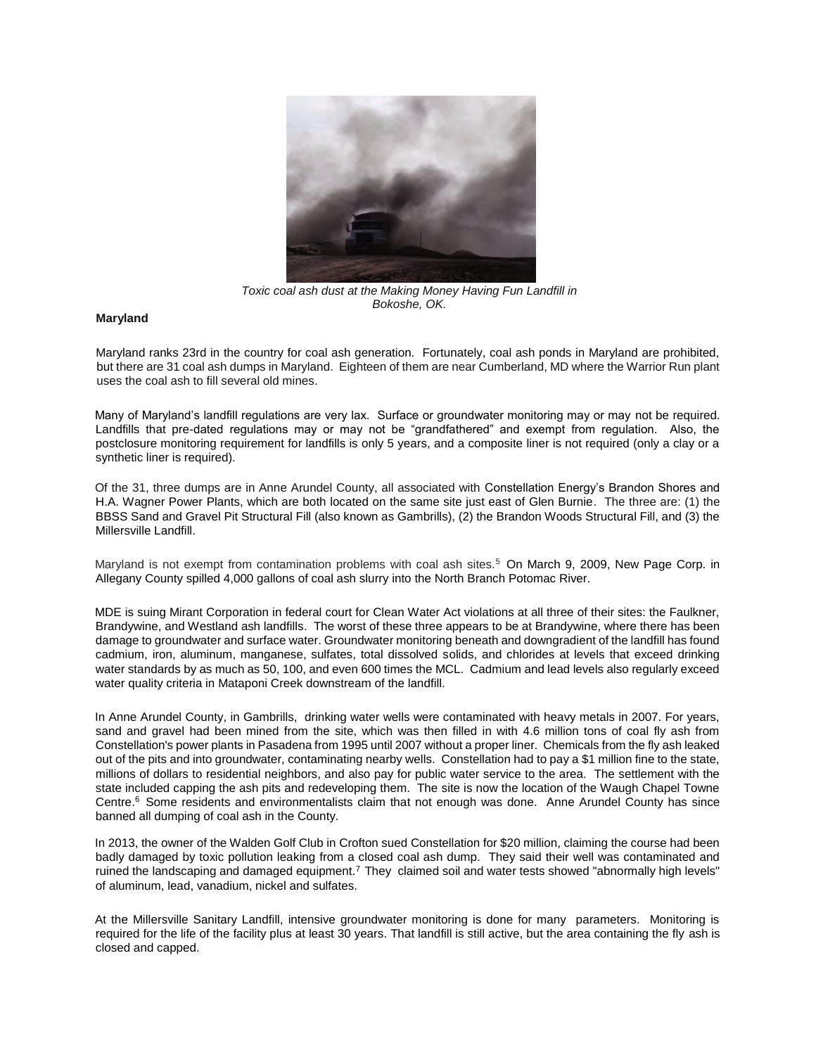*Toxic coal ash dust at the Making Money Having Fun Landfill in Bokoshe, OK.*

**Maryland**

Maryland ranks 23rd in the country for coal ash generation. Fortunately, coal ash ponds in Maryland are prohibited, but there are 31 coal ash dumps in Maryland. Eighteen of them are near Cumberland, MD where the Warrior Run plant uses the coal ash to fill several old mines.

Many of Maryland's landfill regulations are very lax. Surface or groundwater monitoring may or may not be required. Landfills that pre-dated regulations may or may not be "grandfathered" and exempt from regulation. Also, the postclosure monitoring requirement for landfills is only 5 years, and a composite liner is not required (only a clay or a synthetic liner is required).

Of the 31, three dumps are in Anne Arundel County, all associated with Constellation Energy's Brandon Shores and H.A. Wagner Power Plants, which are both located on the same site just east of Glen Burnie. The three are: (1) the BBSS Sand and Gravel Pit Structural Fill (also known as Gambrills), (2) the Brandon Woods Structural Fill, and (3) the Millersville Landfill.

Maryland is not exempt from contamination problems with coal ash sites.[5] On March 9, 2009, New Page Corp. in Allegany County spilled 4,000 gallons of coal ash slurry into the North Branch Potomac River.

MDE is suing Mirant Corporation in federal court for Clean Water Act violations at all three of their sites: the Faulkner, Brandywine, and Westland ash landfills. The worst of these three appears to be at Brandywine, where there has been damage to groundwater and surface water. Groundwater monitoring beneath and downgradient of the landfill has found cadmium, iron, aluminum, manganese, sulfates, total dissolved solids, and chlorides at levels that exceed drinking water standards by as much as 50, 100, and even 600 times the MCL. Cadmium and lead levels also regularly exceed water quality criteria in Mataponi Creek downstream of the landfill.

In Anne Arundel County, in Gambrills, drinking water wells were contaminated with heavy metals in 2007. For years, sand and gravel had been mined from the site, which was then filled in with 4.6 million tons of coal fly ash from Constellation's power plants in Pasadena from 1995 until 2007 without a proper liner. Chemicals from the fly ash leaked out of the pits and into groundwater, contaminating nearby wells. Constellation had to pay a $1 million fine to the state, millions of dollars to residential neighbors, and also pay for public water service to the area. The settlement with the state included capping the ash pits and redeveloping them. The site is now the location of the Waugh Chapel Towne Centre.[6] Some residents and environmentalists claim that not enough was done. Anne Arundel County has since banned all dumping of coal ash in the County.

In 2013, the owner of the Walden Golf Club in Crofton sued Constellation for $20 million, claiming the course had been badly damaged by toxic pollution leaking from a closed coal ash dump. They said their well was contaminated and ruined the landscaping and damaged equipment.[7] They claimed soil and water tests showed "abnormally high levels" of aluminum, lead, vanadium, nickel and sulfates.

At the Millersville Sanitary Landfill, intensive groundwater monitoring is done for many parameters. Monitoring is required for the life of the facility plus at least 30 years. That landfill is still active, but the area containing the fly ash is closed and capped.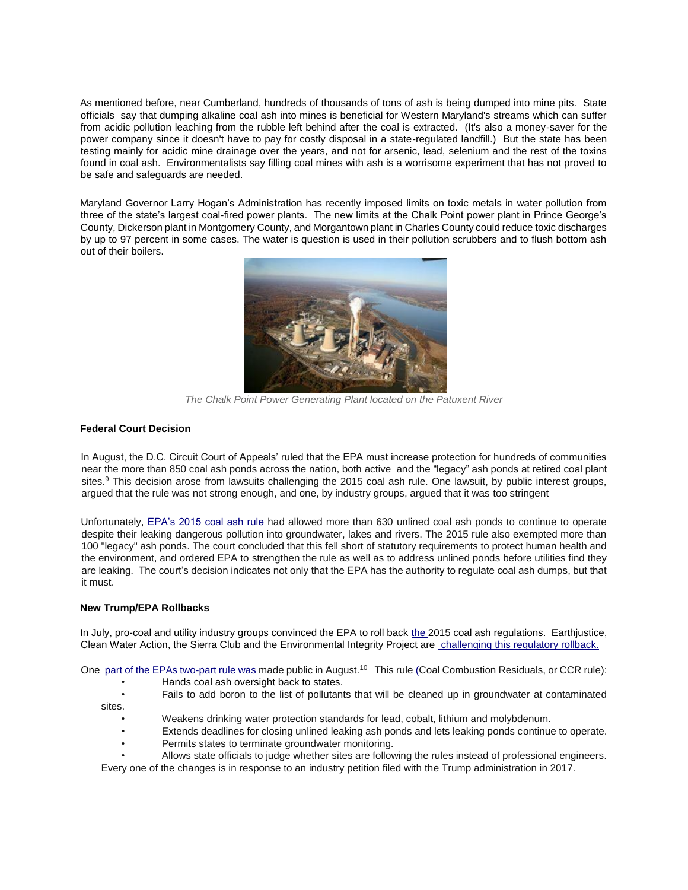As mentioned before, near Cumberland, hundreds of thousands of tons of ash is being dumped into mine pits. State officials say that dumping alkaline coal ash into mines is beneficial for Western Maryland's streams which can suffer from acidic pollution leaching from the rubble left behind after the coal is extracted. (It's also a money-saver for the power company since it doesn't have to pay for costly disposal in a state-regulated landfill.) But the state has been testing mainly for acidic mine drainage over the years, and not for arsenic, lead, selenium and the rest of the toxins found in coal ash. Environmentalists say filling coal mines with ash is a worrisome experiment that has not proved to be safe and safeguards are needed.

Maryland Governor Larry Hogan's Administration has recently imposed limits on toxic metals in water pollution from three of the state's largest coal-fired power plants. The new limits at the Chalk Point power plant in Prince George's County, Dickerson plant in Montgomery County, and Morgantown plant in Charles County could reduce toxic discharges by up to 97 percent in some cases. The water is question is used in their pollution scrubbers and to flush bottom ash out of their boilers.

*The Chalk Point Power Generating Plant located on the Patuxent River*

**Federal Court Decision**

In August, the D.C. Circuit Court of Appeals' ruled that the EPA must increase protection for hundreds of communities near the more than 850 coal ash ponds across the nation, both active and the "legacy" ash ponds at retired coal plant sites.[9] This decision arose from lawsuits challenging the 2015 coal ash rule. One lawsuit, by public interest groups, argued that the rule was not strong enough, and one, by industry groups, argued that it was too stringent

Unfortunately, EPA's 2015 coal ash rule had allowed more than 630 unlined coal ash ponds to continue to operate despite their leaking dangerous pollution into groundwater, lakes and rivers. The 2015 rule also exempted more than 100 "legacy" ash ponds. The court concluded that this fell short of statutory requirements to protect human health and the environment, and ordered EPA to strengthen the rule as well as to address unlined ponds before utilities find they are leaking. The court's decision indicates not only that the EPA has the authority to regulate coal ash dumps, but that it must.

**New Trump/EPA Rollbacks**

In July, pro-coal and utility industry groups convinced the EPA to roll back the 2015 coal ash regulations. Earthjustice, Clean Water Action, the Sierra Club and the Environmental Integrity Project are challenging this regulatory rollback.

One part of the EPAs two-part rule was made public in August.[10] This rule (Coal Combustion Residuals, or CCR rule):

- Hands coal ash oversight back to states.
- Fails to add boron to the list of pollutants that will be cleaned up in groundwater at contaminated sites.
- Weakens drinking water protection standards for lead, cobalt, lithium and molybdenum.
- Extends deadlines for closing unlined leaking ash ponds and lets leaking ponds continue to operate.
- Permits states to terminate groundwater monitoring.
- Allows state officials to judge whether sites are following the rules instead of professional engineers.

Every one of the changes is in response to an industry petition filed with the Trump administration in 2017.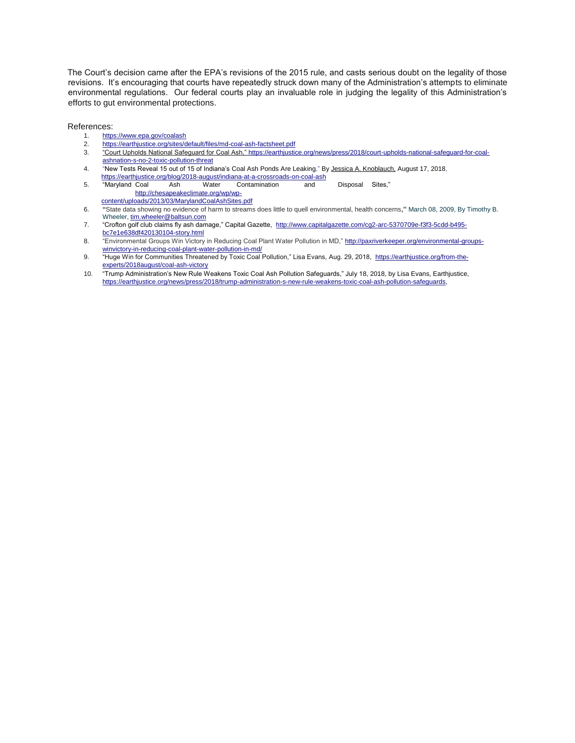The Court's decision came after the EPA's revisions of the 2015 rule, and casts serious doubt on the legality of those revisions. It's encouraging that courts have repeatedly struck down many of the Administration's attempts to eliminate environmental regulations. Our federal courts play an invaluable role in judging the legality of this Administration's efforts to gut environmental protections.

References:

1. https://www.epa.gov/coalash
2. https://earthjustice.org/sites/default/files/md-coal-ash-factsheet.pdf
3. "Court Upholds National Safeguard for Coal Ash," https://earthjustice.org/news/press/2018/court-upholds-national-safeguard-for-coal-ashnation-s-no-2-toxic-pollution-threat
4. "New Tests Reveal 15 out of 15 of Indiana's Coal Ash Ponds Are Leaking," By Jessica A. Knoblauch, August 17, 2018, https://earthjustice.org/blog/2018-august/indiana-at-a-crossroads-on-coal-ash
5. "Maryland Coal Ash Water Contamination and Disposal Sites," http://chesapeakeclimate.org/wp/wp-content/uploads/2013/03/MarylandCoalAshSites.pdf
6. "State data showing no evidence of harm to streams does little to quell environmental, health concerns," March 08, 2009, By Timothy B. Wheeler, tim.wheeler@baltsun.com
7. "Crofton golf club claims fly ash damage," Capital Gazette, http://www.capitalgazette.com/cg2-arc-5370709e-f3f3-5cdd-b495-bc7e1e638df420130104-story.html
8. "Environmental Groups Win Victory in Reducing Coal Plant Water Pollution in MD," http://paxriverkeeper.org/environmental-groups-winvictory-in-reducing-coal-plant-water-pollution-in-md/
9. "Huge Win for Communities Threatened by Toxic Coal Pollution," Lisa Evans, Aug. 29, 2018, https://earthjustice.org/from-the-experts/2018august/coal-ash-victory
10. "Trump Administration's New Rule Weakens Toxic Coal Ash Pollution Safeguards," July 18, 2018, by Lisa Evans, Earthjustice, https://earthjustice.org/news/press/2018/trump-administration-s-new-rule-weakens-toxic-coal-ash-pollution-safeguards,